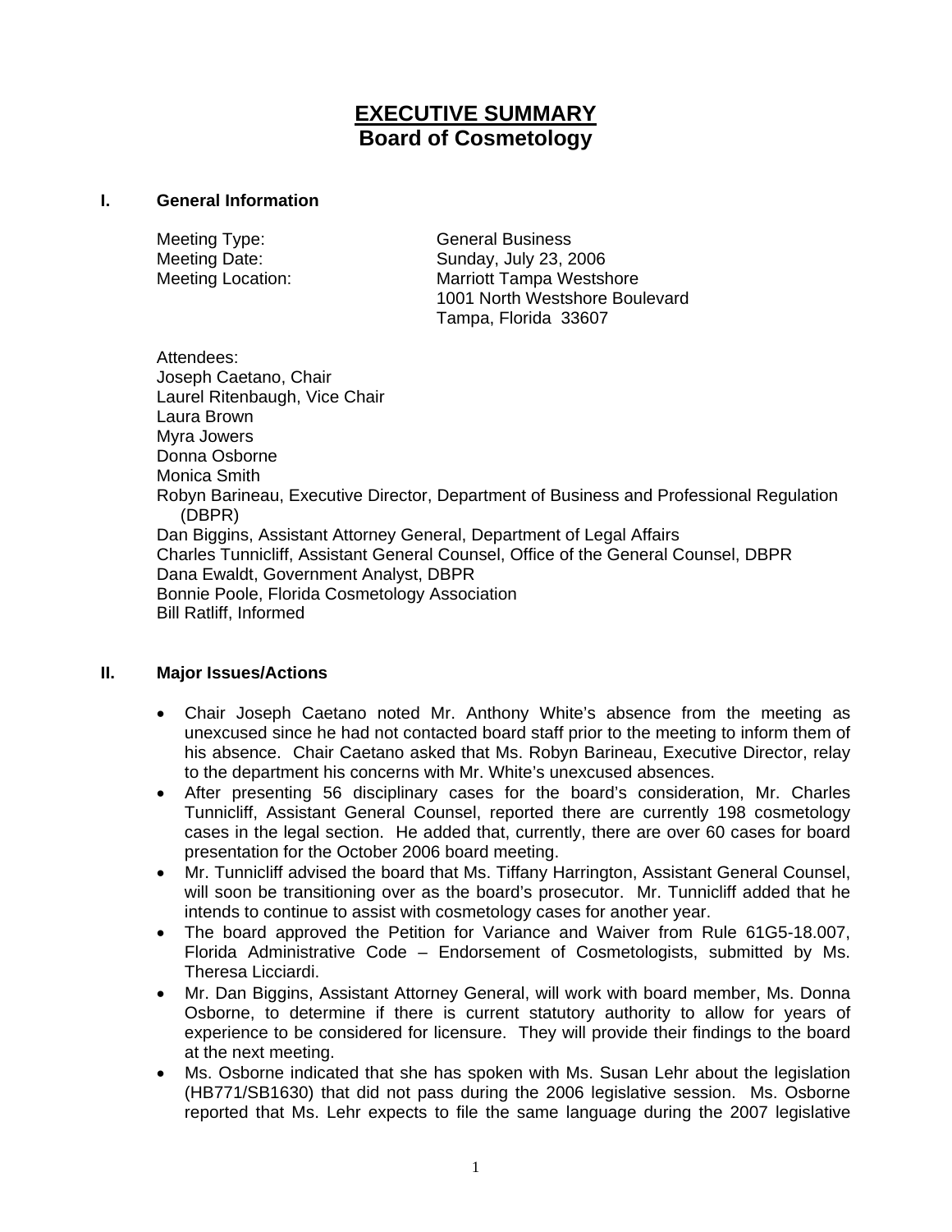# EXECUTIVE SUMMARY
# Board of Cosmetology

## I. General Information

Meeting Type: General Business
Meeting Date: Sunday, July 23, 2006
Meeting Location: Marriott Tampa Westshore
1001 North Westshore Boulevard
Tampa, Florida 33607

Attendees:
Joseph Caetano, Chair
Laurel Ritenbaugh, Vice Chair
Laura Brown
Myra Jowers
Donna Osborne
Monica Smith
Robyn Barineau, Executive Director, Department of Business and Professional Regulation (DBPR)
Dan Biggins, Assistant Attorney General, Department of Legal Affairs
Charles Tunnicliff, Assistant General Counsel, Office of the General Counsel, DBPR
Dana Ewaldt, Government Analyst, DBPR
Bonnie Poole, Florida Cosmetology Association
Bill Ratliff, Informed

## II. Major Issues/Actions

- Chair Joseph Caetano noted Mr. Anthony White's absence from the meeting as unexcused since he had not contacted board staff prior to the meeting to inform them of his absence. Chair Caetano asked that Ms. Robyn Barineau, Executive Director, relay to the department his concerns with Mr. White's unexcused absences.
- After presenting 56 disciplinary cases for the board's consideration, Mr. Charles Tunnicliff, Assistant General Counsel, reported there are currently 198 cosmetology cases in the legal section. He added that, currently, there are over 60 cases for board presentation for the October 2006 board meeting.
- Mr. Tunnicliff advised the board that Ms. Tiffany Harrington, Assistant General Counsel, will soon be transitioning over as the board's prosecutor. Mr. Tunnicliff added that he intends to continue to assist with cosmetology cases for another year.
- The board approved the Petition for Variance and Waiver from Rule 61G5-18.007, Florida Administrative Code – Endorsement of Cosmetologists, submitted by Ms. Theresa Licciardi.
- Mr. Dan Biggins, Assistant Attorney General, will work with board member, Ms. Donna Osborne, to determine if there is current statutory authority to allow for years of experience to be considered for licensure. They will provide their findings to the board at the next meeting.
- Ms. Osborne indicated that she has spoken with Ms. Susan Lehr about the legislation (HB771/SB1630) that did not pass during the 2006 legislative session. Ms. Osborne reported that Ms. Lehr expects to file the same language during the 2007 legislative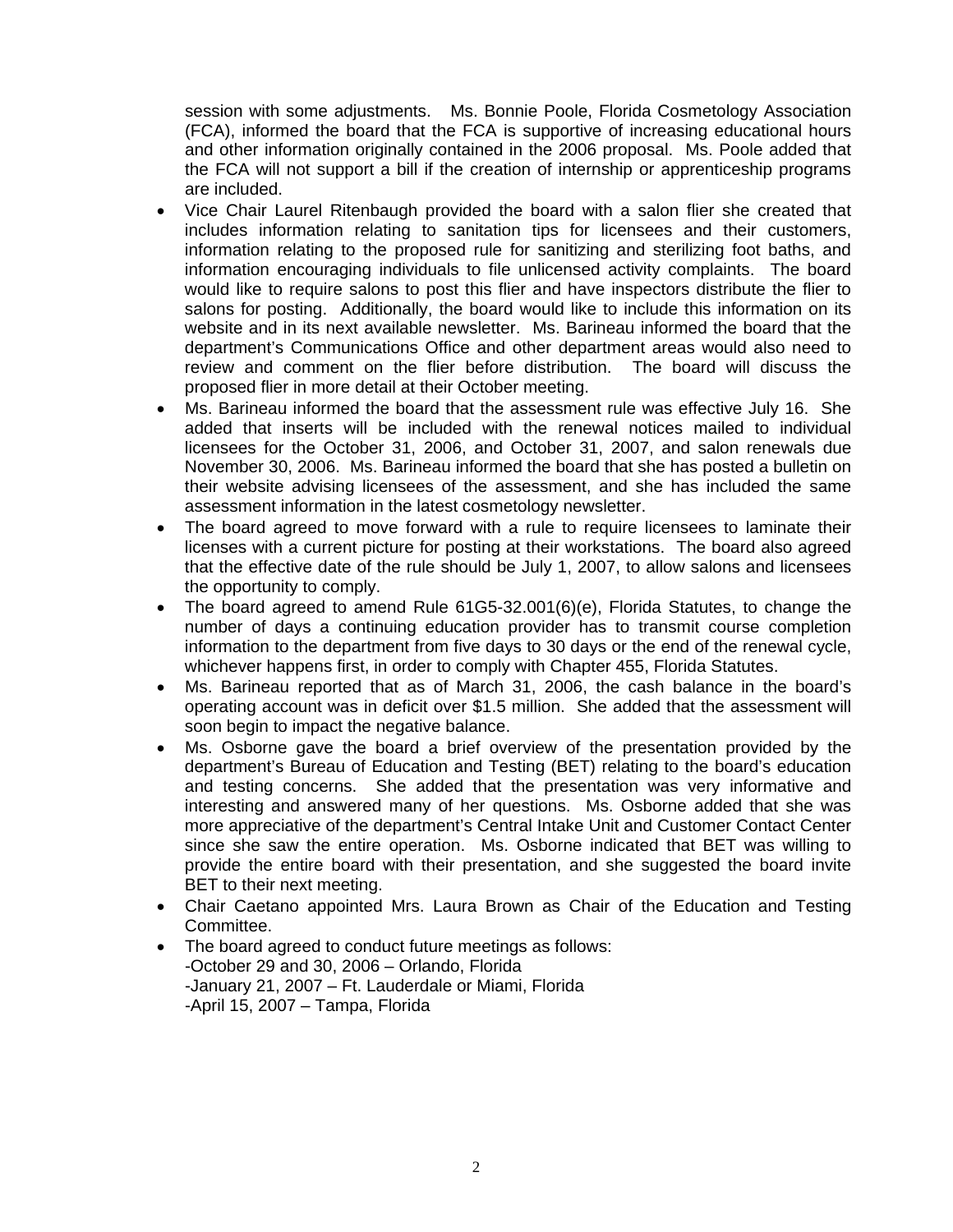session with some adjustments. Ms. Bonnie Poole, Florida Cosmetology Association (FCA), informed the board that the FCA is supportive of increasing educational hours and other information originally contained in the 2006 proposal. Ms. Poole added that the FCA will not support a bill if the creation of internship or apprenticeship programs are included.

- Vice Chair Laurel Ritenbaugh provided the board with a salon flier she created that includes information relating to sanitation tips for licensees and their customers, information relating to the proposed rule for sanitizing and sterilizing foot baths, and information encouraging individuals to file unlicensed activity complaints. The board would like to require salons to post this flier and have inspectors distribute the flier to salons for posting. Additionally, the board would like to include this information on its website and in its next available newsletter. Ms. Barineau informed the board that the department's Communications Office and other department areas would also need to review and comment on the flier before distribution. The board will discuss the proposed flier in more detail at their October meeting.
- Ms. Barineau informed the board that the assessment rule was effective July 16. She added that inserts will be included with the renewal notices mailed to individual licensees for the October 31, 2006, and October 31, 2007, and salon renewals due November 30, 2006. Ms. Barineau informed the board that she has posted a bulletin on their website advising licensees of the assessment, and she has included the same assessment information in the latest cosmetology newsletter.
- The board agreed to move forward with a rule to require licensees to laminate their licenses with a current picture for posting at their workstations. The board also agreed that the effective date of the rule should be July 1, 2007, to allow salons and licensees the opportunity to comply.
- The board agreed to amend Rule 61G5-32.001(6)(e), Florida Statutes, to change the number of days a continuing education provider has to transmit course completion information to the department from five days to 30 days or the end of the renewal cycle, whichever happens first, in order to comply with Chapter 455, Florida Statutes.
- Ms. Barineau reported that as of March 31, 2006, the cash balance in the board's operating account was in deficit over $1.5 million. She added that the assessment will soon begin to impact the negative balance.
- Ms. Osborne gave the board a brief overview of the presentation provided by the department's Bureau of Education and Testing (BET) relating to the board's education and testing concerns. She added that the presentation was very informative and interesting and answered many of her questions. Ms. Osborne added that she was more appreciative of the department's Central Intake Unit and Customer Contact Center since she saw the entire operation. Ms. Osborne indicated that BET was willing to provide the entire board with their presentation, and she suggested the board invite BET to their next meeting.
- Chair Caetano appointed Mrs. Laura Brown as Chair of the Education and Testing Committee.
- The board agreed to conduct future meetings as follows:
  -October 29 and 30, 2006 – Orlando, Florida
  -January 21, 2007 – Ft. Lauderdale or Miami, Florida
  -April 15, 2007 – Tampa, Florida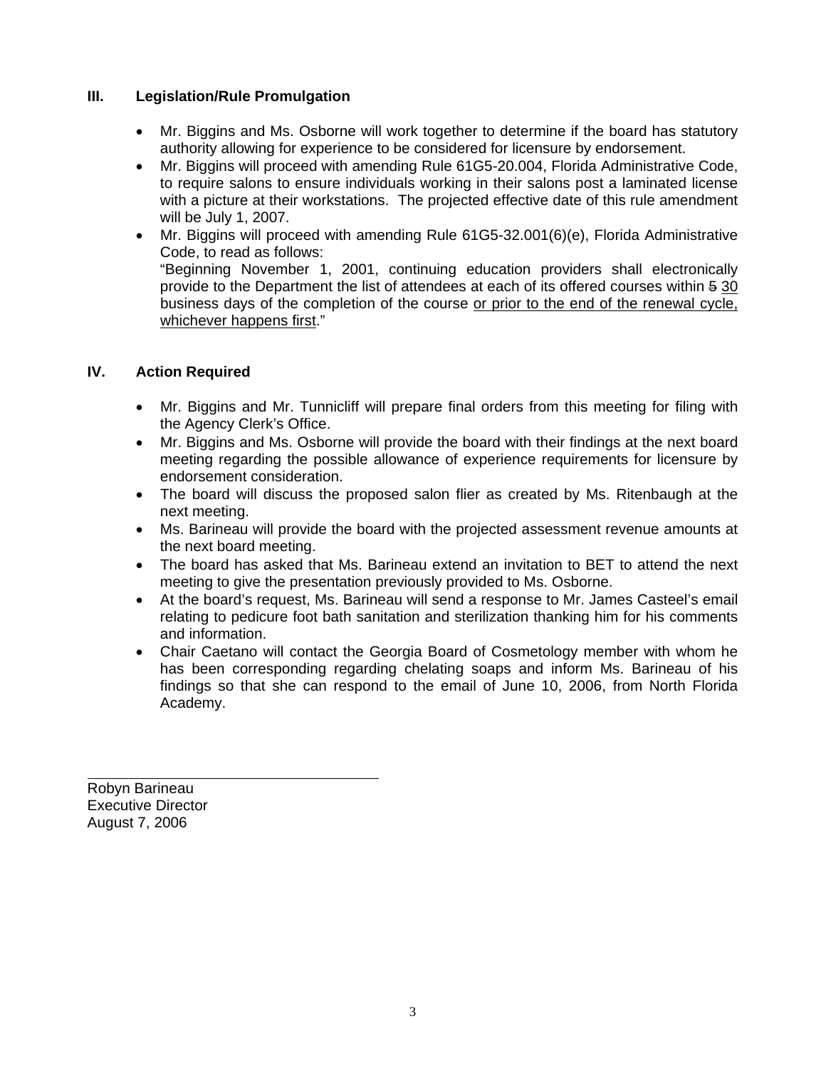## III. Legislation/Rule Promulgation

- Mr. Biggins and Ms. Osborne will work together to determine if the board has statutory authority allowing for experience to be considered for licensure by endorsement.
- Mr. Biggins will proceed with amending Rule 61G5-20.004, Florida Administrative Code, to require salons to ensure individuals working in their salons post a laminated license with a picture at their workstations. The projected effective date of this rule amendment will be July 1, 2007.
- Mr. Biggins will proceed with amending Rule 61G5-32.001(6)(e), Florida Administrative Code, to read as follows:
  "Beginning November 1, 2001, continuing education providers shall electronically provide to the Department the list of attendees at each of its offered courses within ~~5~~ <u>30</u> business days of the completion of the course <u>or prior to the end of the renewal cycle, whichever happens first</u>."

## IV. Action Required

- Mr. Biggins and Mr. Tunnicliff will prepare final orders from this meeting for filing with the Agency Clerk's Office.
- Mr. Biggins and Ms. Osborne will provide the board with their findings at the next board meeting regarding the possible allowance of experience requirements for licensure by endorsement consideration.
- The board will discuss the proposed salon flier as created by Ms. Ritenbaugh at the next meeting.
- Ms. Barineau will provide the board with the projected assessment revenue amounts at the next board meeting.
- The board has asked that Ms. Barineau extend an invitation to BET to attend the next meeting to give the presentation previously provided to Ms. Osborne.
- At the board's request, Ms. Barineau will send a response to Mr. James Casteel's email relating to pedicure foot bath sanitation and sterilization thanking him for his comments and information.
- Chair Caetano will contact the Georgia Board of Cosmetology member with whom he has been corresponding regarding chelating soaps and inform Ms. Barineau of his findings so that she can respond to the email of June 10, 2006, from North Florida Academy.

Robyn Barineau
Executive Director
August 7, 2006